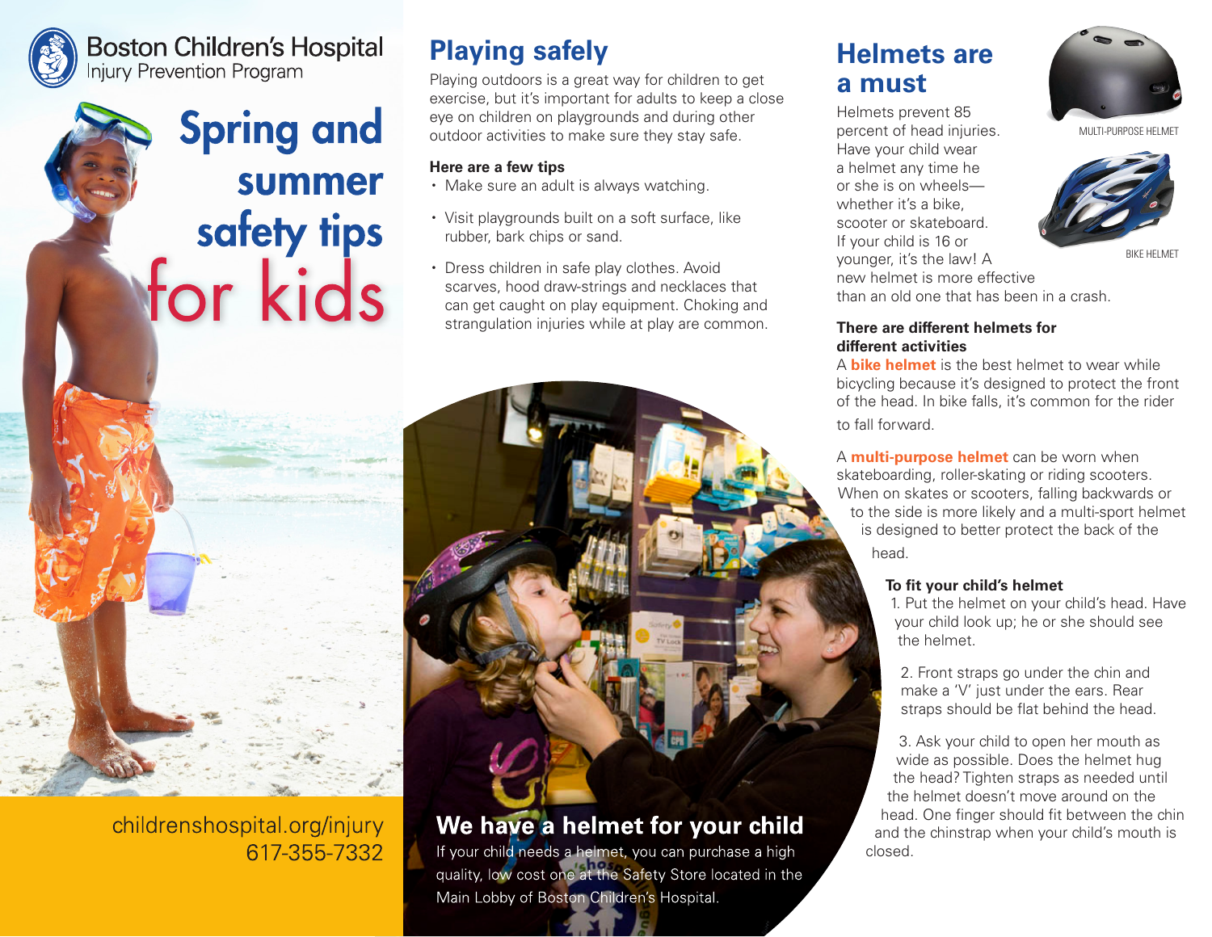Boston Children's Hospital
Injury Prevention Program

# Spring and summer safety tips for kids

childrenshospital.org/injury
617-355-7332

## Playing safely

Playing outdoors is a great way for children to get exercise, but it's important for adults to keep a close eye on children on playgrounds and during other outdoor activities to make sure they stay safe.

**Here are a few tips**

- Make sure an adult is always watching.
- Visit playgrounds built on a soft surface, like rubber, bark chips or sand.
- Dress children in safe play clothes. Avoid scarves, hood draw-strings and necklaces that can get caught on play equipment. Choking and strangulation injuries while at play are common.

### We have a helmet for your child

If your child needs a helmet, you can purchase a high quality, low cost one at the Safety Store located in the Main Lobby of Boston Children's Hospital.

## Helmets are a must

Helmets prevent 85 percent of head injuries. Have your child wear a helmet any time he or she is on wheels—whether it's a bike, scooter or skateboard. If your child is 16 or younger, it's the law! A new helmet is more effective than an old one that has been in a crash.

MULTI-PURPOSE HELMET

BIKE HELMET

**There are different helmets for different activities**

A **bike helmet** is the best helmet to wear while bicycling because it's designed to protect the front of the head. In bike falls, it's common for the rider to fall forward.

A **multi-purpose helmet** can be worn when skateboarding, roller-skating or riding scooters. When on skates or scooters, falling backwards or to the side is more likely and a multi-sport helmet is designed to better protect the back of the head.

**To fit your child's helmet**

1. Put the helmet on your child's head. Have your child look up; he or she should see the helmet.

2. Front straps go under the chin and make a 'V' just under the ears. Rear straps should be flat behind the head.

3. Ask your child to open her mouth as wide as possible. Does the helmet hug the head? Tighten straps as needed until the helmet doesn't move around on the head. One finger should fit between the chin and the chinstrap when your child's mouth is closed.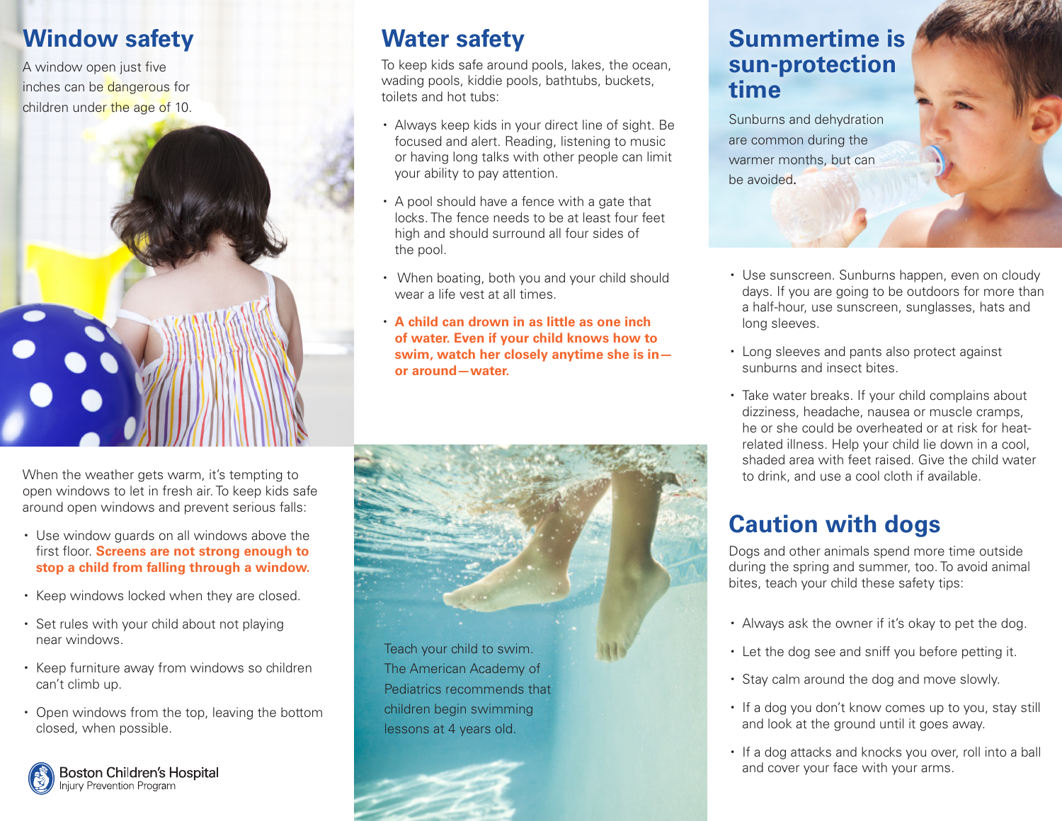## Window safety

A window open just five inches can be dangerous for children under the age of 10.

When the weather gets warm, it's tempting to open windows to let in fresh air. To keep kids safe around open windows and prevent serious falls:

- Use window guards on all windows above the first floor. **Screens are not strong enough to stop a child from falling through a window.**
- Keep windows locked when they are closed.
- Set rules with your child about not playing near windows.
- Keep furniture away from windows so children can't climb up.
- Open windows from the top, leaving the bottom closed, when possible.

Boston Children's Hospital
Injury Prevention Program

## Water safety

To keep kids safe around pools, lakes, the ocean, wading pools, kiddie pools, bathtubs, buckets, toilets and hot tubs:

- Always keep kids in your direct line of sight. Be focused and alert. Reading, listening to music or having long talks with other people can limit your ability to pay attention.
- A pool should have a fence with a gate that locks. The fence needs to be at least four feet high and should surround all four sides of the pool.
- When boating, both you and your child should wear a life vest at all times.
- **A child can drown in as little as one inch of water. Even if your child knows how to swim, watch her closely anytime she is in—or around—water.**

Teach your child to swim. The American Academy of Pediatrics recommends that children begin swimming lessons at 4 years old.

## Summertime is sun-protection time

Sunburns and dehydration are common during the warmer months, but can be avoided.

- Use sunscreen. Sunburns happen, even on cloudy days. If you are going to be outdoors for more than a half-hour, use sunscreen, sunglasses, hats and long sleeves.
- Long sleeves and pants also protect against sunburns and insect bites.
- Take water breaks. If your child complains about dizziness, headache, nausea or muscle cramps, he or she could be overheated or at risk for heat-related illness. Help your child lie down in a cool, shaded area with feet raised. Give the child water to drink, and use a cool cloth if available.

## Caution with dogs

Dogs and other animals spend more time outside during the spring and summer, too. To avoid animal bites, teach your child these safety tips:

- Always ask the owner if it's okay to pet the dog.
- Let the dog see and sniff you before petting it.
- Stay calm around the dog and move slowly.
- If a dog you don't know comes up to you, stay still and look at the ground until it goes away.
- If a dog attacks and knocks you over, roll into a ball and cover your face with your arms.